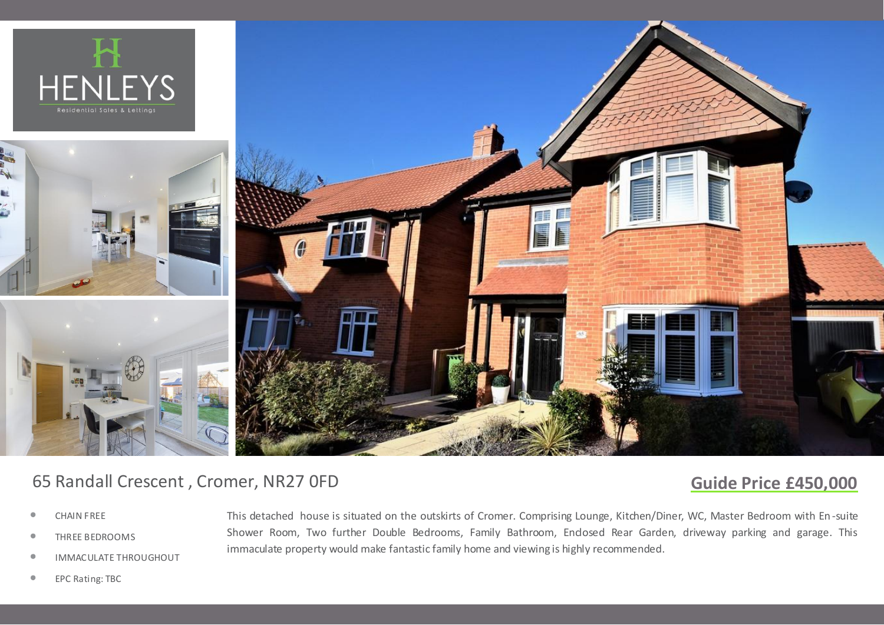HENLEYS

Residential Sales & Lettings

# 65 Randall Crescent , Cromer, NR27 0FD

## Guide Price £450,000

- CHAIN FREE
- THREE BEDROOMS
- IMMACULATE THROUGHOUT
- EPC Rating: TBC

This detached house is situated on the outskirts of Cromer. Comprising Lounge, Kitchen/Diner, WC, Master Bedroom with En-suite Shower Room, Two further Double Bedrooms, Family Bathroom, Enclosed Rear Garden, driveway parking and garage. This immaculate property would make fantastic family home and viewing is highly recommended.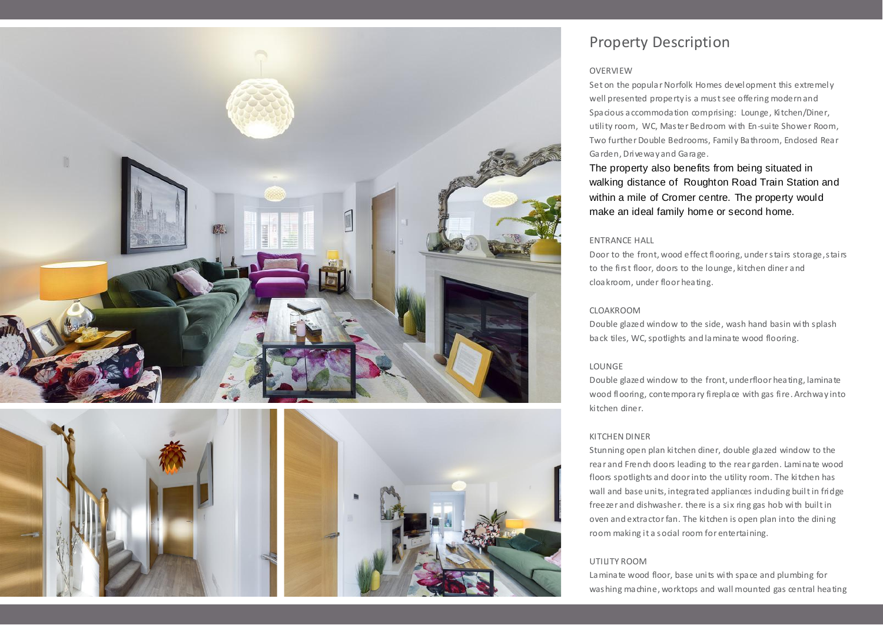# Property Description

OVERVIEW

Set on the popular Norfolk Homes development this extremely well presented property is a must see offering modern and Spacious accommodation comprising: Lounge, Kitchen/Diner, utility room, WC, Master Bedroom with En-suite Shower Room, Two further Double Bedrooms, Family Bathroom, Enclosed Rear Garden, Driveway and Garage.

The property also benefits from being situated in walking distance of Roughton Road Train Station and within a mile of Cromer centre. The property would make an ideal family home or second home.

ENTRANCE HALL

Door to the front, wood effect flooring, under stairs storage, stairs to the first floor, doors to the lounge, kitchen diner and cloakroom, under floor heating.

CLOAKROOM

Double glazed window to the side, wash hand basin with splash back tiles, WC, spotlights and laminate wood flooring.

LOUNGE

Double glazed window to the front, underfloor heating, laminate wood flooring, contemporary fireplace with gas fire. Archway into kitchen diner.

KITCHEN DINER

Stunning open plan kitchen diner, double glazed window to the rear and French doors leading to the rear garden. Laminate wood floors spotlights and door into the utility room. The kitchen has wall and base units, integrated appliances including built in fridge freezer and dishwasher. there is a six ring gas hob with built in oven and extractor fan. The kitchen is open plan into the dining room making it a social room for entertaining.

UTILITY ROOM

Laminate wood floor, base units with space and plumbing for washing machine, worktops and wall mounted gas central heating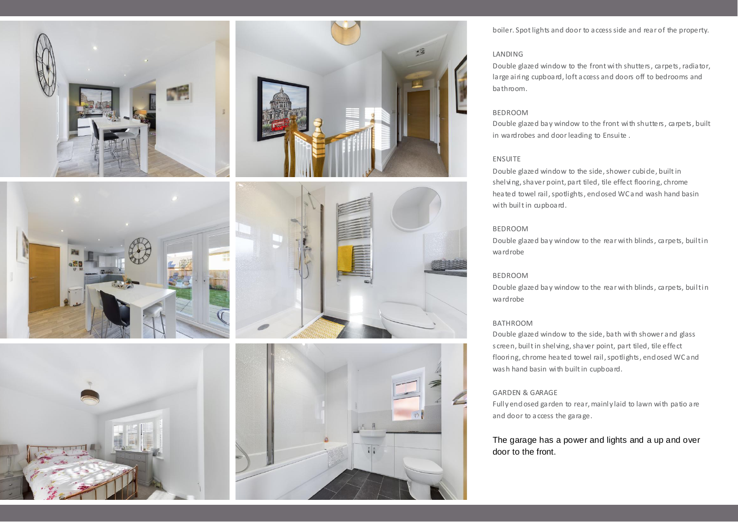boiler. Spot lights and door to access side and rear of the property.

LANDING

Double glazed window to the front with shutters, carpets, radiator, large airing cupboard, loft access and doors off to bedrooms and bathroom.

BEDROOM

Double glazed bay window to the front with shutters, carpets, built in wardrobes and door leading to Ensuite .

ENSUITE

Double glazed window to the side, shower cubicle, built in shelving, shaver point, part tiled, tile effect flooring, chrome heated towel rail, spotlights, enclosed WC and wash hand basin with built in cupboard.

BEDROOM

Double glazed bay window to the rear with blinds, carpets, built in wardrobe

BEDROOM

Double glazed bay window to the rear with blinds, carpets, built in wardrobe

BATHROOM

Double glazed window to the side, bath with shower and glass screen, built in shelving, shaver point, part tiled, tile effect flooring, chrome heated towel rail, spotlights, enclosed WC and wash hand basin with built in cupboard.

GARDEN & GARAGE

Fully enclosed garden to rear, mainly laid to lawn with patio are and door to access the garage.

The garage has a power and lights and a up and over door to the front.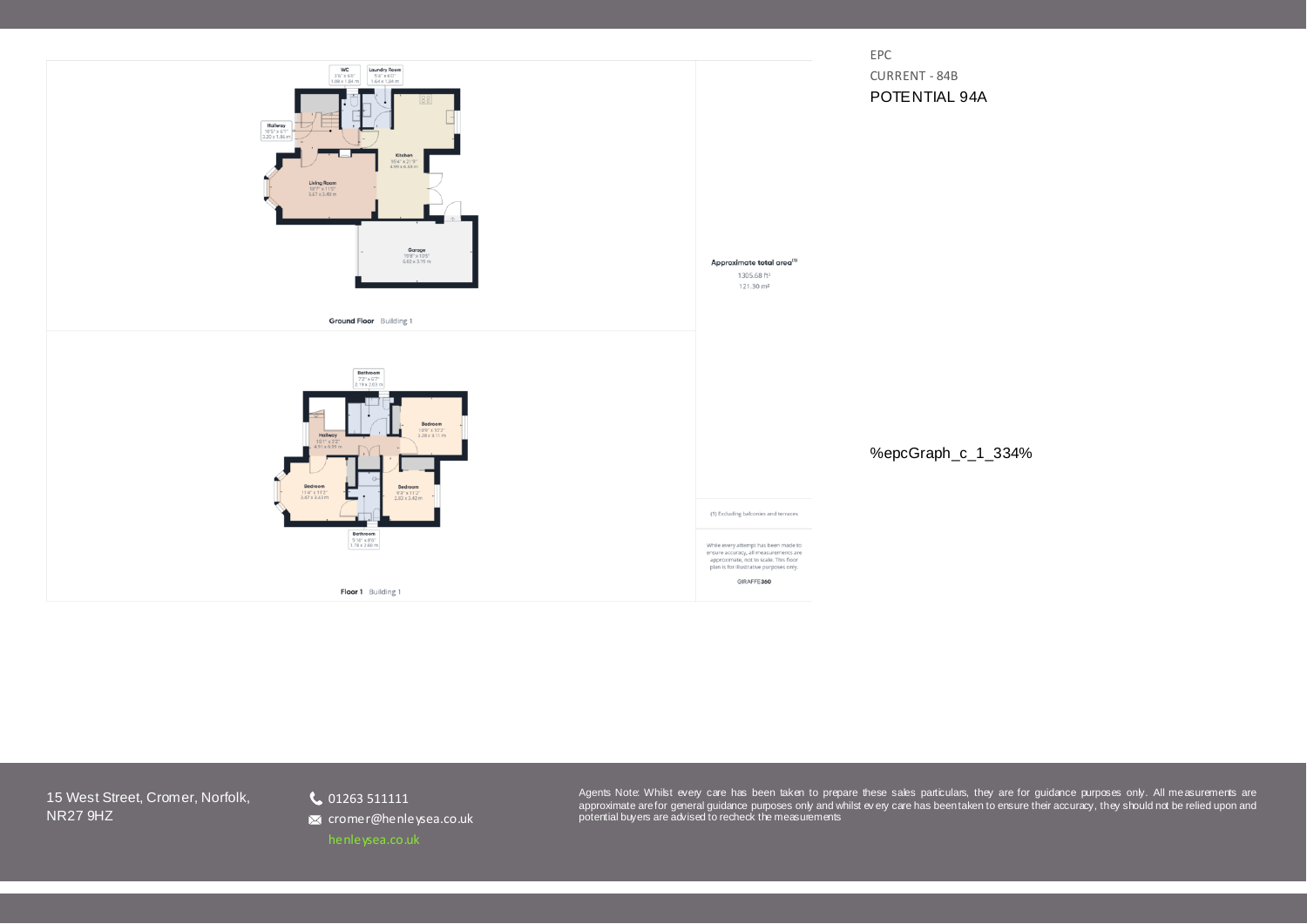Ground Floor Building 1

WC
3'6" x 6'0"
1.08 x 1.84 m

Laundry Room
5'4" x 6'0"
1.64 x 1.84 m

Hallway
10'5" x 6'1"
3.20 x 1.86 m

Kitchen
16'4" x 21'9"
4.99 x 6.63 m

Living Room
18'7" x 11'5"
5.67 x 3.49 m

Garage
19'8" x 10'5"
6.02 x 3.19 m

Floor 1 Building 1

Bathroom
7'2" x 6'7"
2.19 x 2.03 m

Bedroom
10'9" x 10'2"
3.28 x 3.11 m

Hallway
15'1" x 3'2"
4.61 x 0.99 m

Bedroom
11'4" x 11'3"
3.47 x 3.43 m

Bedroom
9'3" x 11'2"
2.82 x 3.42 m

Bathroom
5'10" x 8'6"
1.78 x 2.60 m

Approximate total area[1]

1305.68 ft²

121.30 m²

(1) Excluding balconies and terraces

While every attempt has been made to ensure accuracy, all measurements are approximate, not to scale. This floor plan is for illustrative purposes only.

GIRAFFE360

EPC

CURRENT - 84B

POTENTIAL 94A

%epcGraph_c_1_334%

15 West Street, Cromer, Norfolk, NR27 9HZ

01263 511111

cromer@henleysea.co.uk

henleysea.co.uk

Agents Note: Whilst every care has been taken to prepare these sales particulars, they are for guidance purposes only. All measurements are approximate are for general guidance purposes only and whilst every care has been taken to ensure their accuracy, they should not be relied upon and potential buyers are advised to recheck the measurements